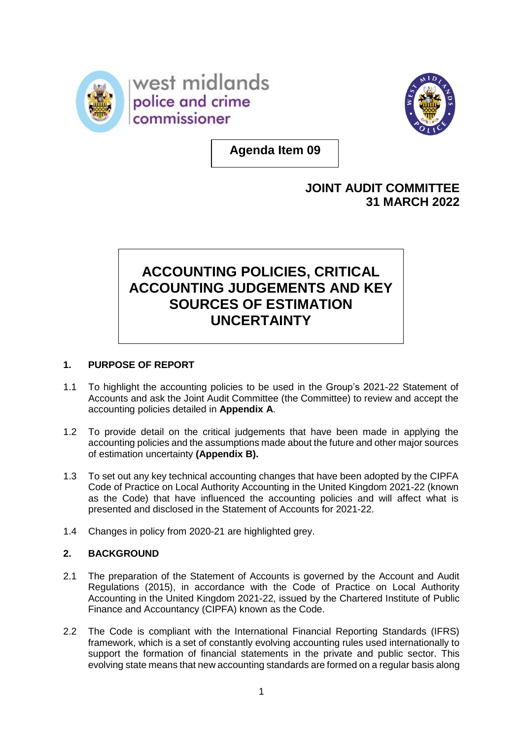west midlands police and crime commissioner

**Agenda Item 09**

**JOINT AUDIT COMMITTEE**
**31 MARCH 2022**

# ACCOUNTING POLICIES, CRITICAL ACCOUNTING JUDGEMENTS AND KEY SOURCES OF ESTIMATION UNCERTAINTY

## 1. PURPOSE OF REPORT

1.1 To highlight the accounting policies to be used in the Group's 2021-22 Statement of Accounts and ask the Joint Audit Committee (the Committee) to review and accept the accounting policies detailed in **Appendix A**.

1.2 To provide detail on the critical judgements that have been made in applying the accounting policies and the assumptions made about the future and other major sources of estimation uncertainty **(Appendix B).**

1.3 To set out any key technical accounting changes that have been adopted by the CIPFA Code of Practice on Local Authority Accounting in the United Kingdom 2021-22 (known as the Code) that have influenced the accounting policies and will affect what is presented and disclosed in the Statement of Accounts for 2021-22.

1.4 Changes in policy from 2020-21 are highlighted grey.

## 2. BACKGROUND

2.1 The preparation of the Statement of Accounts is governed by the Account and Audit Regulations (2015), in accordance with the Code of Practice on Local Authority Accounting in the United Kingdom 2021-22, issued by the Chartered Institute of Public Finance and Accountancy (CIPFA) known as the Code.

2.2 The Code is compliant with the International Financial Reporting Standards (IFRS) framework, which is a set of constantly evolving accounting rules used internationally to support the formation of financial statements in the private and public sector. This evolving state means that new accounting standards are formed on a regular basis along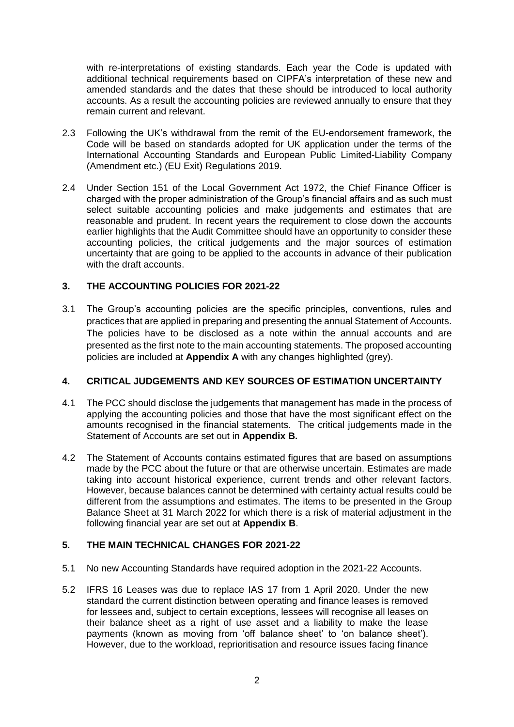with re-interpretations of existing standards. Each year the Code is updated with additional technical requirements based on CIPFA's interpretation of these new and amended standards and the dates that these should be introduced to local authority accounts. As a result the accounting policies are reviewed annually to ensure that they remain current and relevant.

2.3 Following the UK's withdrawal from the remit of the EU-endorsement framework, the Code will be based on standards adopted for UK application under the terms of the International Accounting Standards and European Public Limited-Liability Company (Amendment etc.) (EU Exit) Regulations 2019.

2.4 Under Section 151 of the Local Government Act 1972, the Chief Finance Officer is charged with the proper administration of the Group's financial affairs and as such must select suitable accounting policies and make judgements and estimates that are reasonable and prudent. In recent years the requirement to close down the accounts earlier highlights that the Audit Committee should have an opportunity to consider these accounting policies, the critical judgements and the major sources of estimation uncertainty that are going to be applied to the accounts in advance of their publication with the draft accounts.

## 3. THE ACCOUNTING POLICIES FOR 2021-22

3.1 The Group's accounting policies are the specific principles, conventions, rules and practices that are applied in preparing and presenting the annual Statement of Accounts. The policies have to be disclosed as a note within the annual accounts and are presented as the first note to the main accounting statements. The proposed accounting policies are included at **Appendix A** with any changes highlighted (grey).

## 4. CRITICAL JUDGEMENTS AND KEY SOURCES OF ESTIMATION UNCERTAINTY

4.1 The PCC should disclose the judgements that management has made in the process of applying the accounting policies and those that have the most significant effect on the amounts recognised in the financial statements. The critical judgements made in the Statement of Accounts are set out in **Appendix B.**

4.2 The Statement of Accounts contains estimated figures that are based on assumptions made by the PCC about the future or that are otherwise uncertain. Estimates are made taking into account historical experience, current trends and other relevant factors. However, because balances cannot be determined with certainty actual results could be different from the assumptions and estimates. The items to be presented in the Group Balance Sheet at 31 March 2022 for which there is a risk of material adjustment in the following financial year are set out at **Appendix B**.

## 5. THE MAIN TECHNICAL CHANGES FOR 2021-22

5.1 No new Accounting Standards have required adoption in the 2021-22 Accounts.

5.2 IFRS 16 Leases was due to replace IAS 17 from 1 April 2020. Under the new standard the current distinction between operating and finance leases is removed for lessees and, subject to certain exceptions, lessees will recognise all leases on their balance sheet as a right of use asset and a liability to make the lease payments (known as moving from 'off balance sheet' to 'on balance sheet'). However, due to the workload, reprioritisation and resource issues facing finance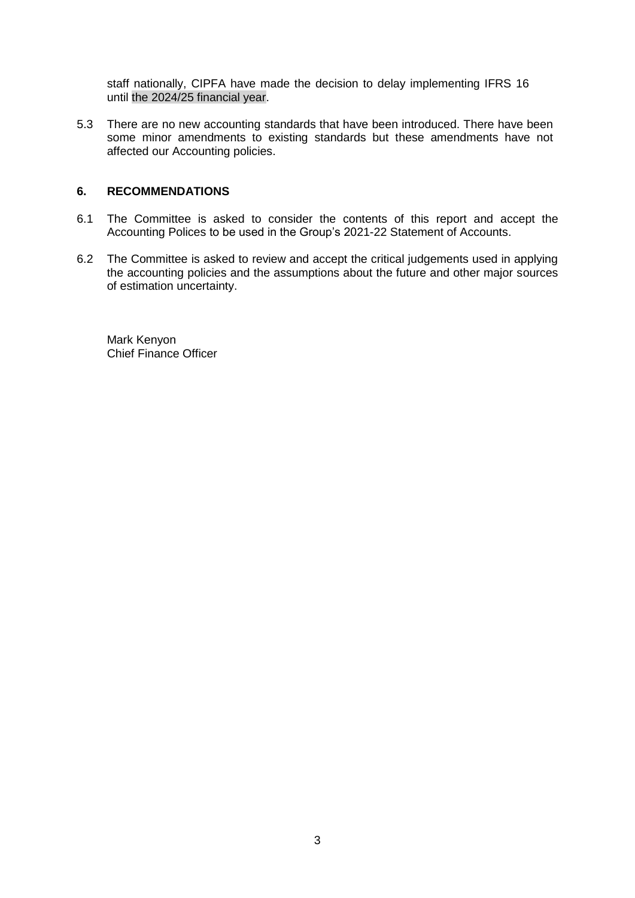staff nationally, CIPFA have made the decision to delay implementing IFRS 16 until the 2024/25 financial year.

5.3 There are no new accounting standards that have been introduced. There have been some minor amendments to existing standards but these amendments have not affected our Accounting policies.

## 6. RECOMMENDATIONS

6.1 The Committee is asked to consider the contents of this report and accept the Accounting Polices to be used in the Group's 2021-22 Statement of Accounts.

6.2 The Committee is asked to review and accept the critical judgements used in applying the accounting policies and the assumptions about the future and other major sources of estimation uncertainty.

Mark Kenyon
Chief Finance Officer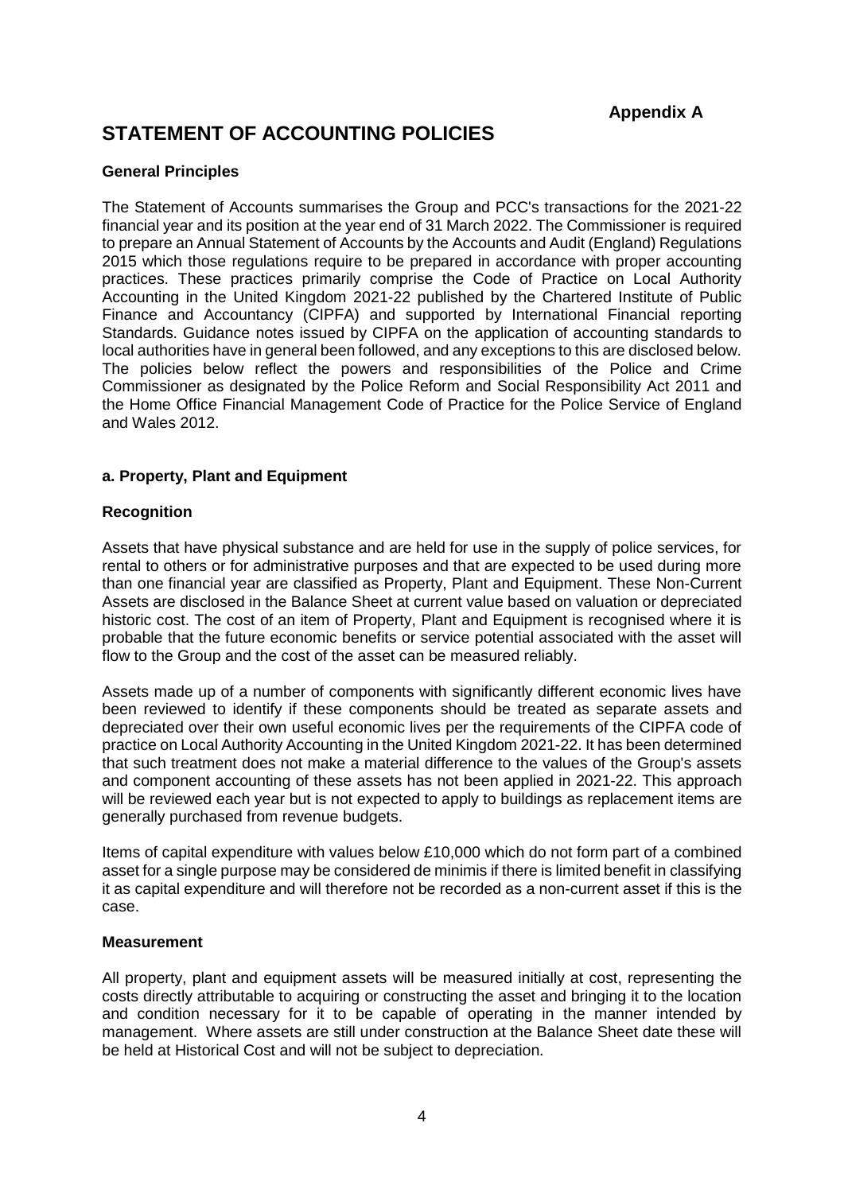**Appendix A**

# STATEMENT OF ACCOUNTING POLICIES

### General Principles

The Statement of Accounts summarises the Group and PCC's transactions for the 2021-22 financial year and its position at the year end of 31 March 2022. The Commissioner is required to prepare an Annual Statement of Accounts by the Accounts and Audit (England) Regulations 2015 which those regulations require to be prepared in accordance with proper accounting practices. These practices primarily comprise the Code of Practice on Local Authority Accounting in the United Kingdom 2021-22 published by the Chartered Institute of Public Finance and Accountancy (CIPFA) and supported by International Financial reporting Standards. Guidance notes issued by CIPFA on the application of accounting standards to local authorities have in general been followed, and any exceptions to this are disclosed below. The policies below reflect the powers and responsibilities of the Police and Crime Commissioner as designated by the Police Reform and Social Responsibility Act 2011 and the Home Office Financial Management Code of Practice for the Police Service of England and Wales 2012.

### a. Property, Plant and Equipment

#### Recognition

Assets that have physical substance and are held for use in the supply of police services, for rental to others or for administrative purposes and that are expected to be used during more than one financial year are classified as Property, Plant and Equipment. These Non-Current Assets are disclosed in the Balance Sheet at current value based on valuation or depreciated historic cost. The cost of an item of Property, Plant and Equipment is recognised where it is probable that the future economic benefits or service potential associated with the asset will flow to the Group and the cost of the asset can be measured reliably.

Assets made up of a number of components with significantly different economic lives have been reviewed to identify if these components should be treated as separate assets and depreciated over their own useful economic lives per the requirements of the CIPFA code of practice on Local Authority Accounting in the United Kingdom 2021-22. It has been determined that such treatment does not make a material difference to the values of the Group's assets and component accounting of these assets has not been applied in 2021-22. This approach will be reviewed each year but is not expected to apply to buildings as replacement items are generally purchased from revenue budgets.

Items of capital expenditure with values below £10,000 which do not form part of a combined asset for a single purpose may be considered de minimis if there is limited benefit in classifying it as capital expenditure and will therefore not be recorded as a non-current asset if this is the case.

#### Measurement

All property, plant and equipment assets will be measured initially at cost, representing the costs directly attributable to acquiring or constructing the asset and bringing it to the location and condition necessary for it to be capable of operating in the manner intended by management. Where assets are still under construction at the Balance Sheet date these will be held at Historical Cost and will not be subject to depreciation.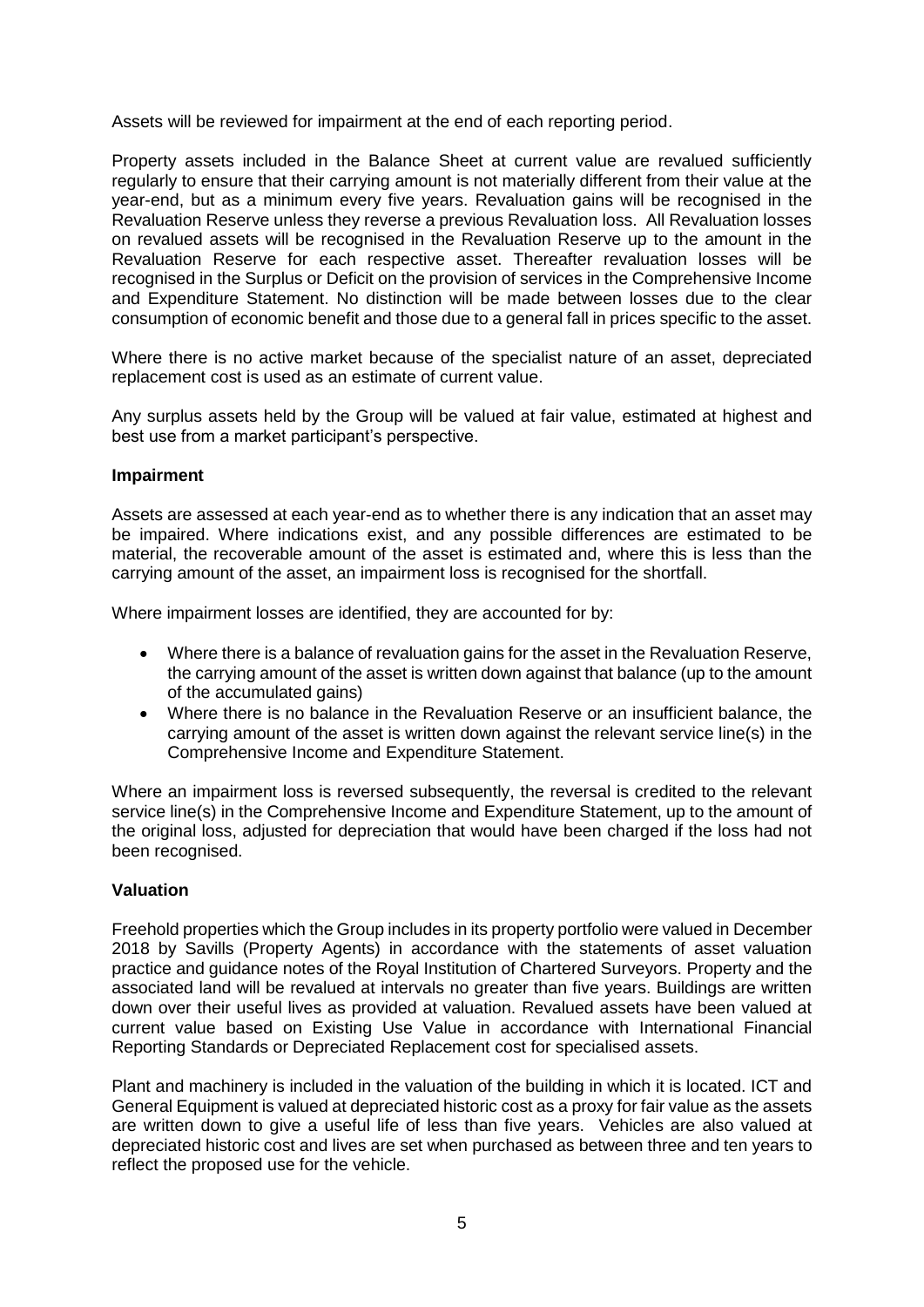Assets will be reviewed for impairment at the end of each reporting period.

Property assets included in the Balance Sheet at current value are revalued sufficiently regularly to ensure that their carrying amount is not materially different from their value at the year-end, but as a minimum every five years. Revaluation gains will be recognised in the Revaluation Reserve unless they reverse a previous Revaluation loss. All Revaluation losses on revalued assets will be recognised in the Revaluation Reserve up to the amount in the Revaluation Reserve for each respective asset. Thereafter revaluation losses will be recognised in the Surplus or Deficit on the provision of services in the Comprehensive Income and Expenditure Statement. No distinction will be made between losses due to the clear consumption of economic benefit and those due to a general fall in prices specific to the asset.

Where there is no active market because of the specialist nature of an asset, depreciated replacement cost is used as an estimate of current value.

Any surplus assets held by the Group will be valued at fair value, estimated at highest and best use from a market participant's perspective.

**Impairment**

Assets are assessed at each year-end as to whether there is any indication that an asset may be impaired. Where indications exist, and any possible differences are estimated to be material, the recoverable amount of the asset is estimated and, where this is less than the carrying amount of the asset, an impairment loss is recognised for the shortfall.

Where impairment losses are identified, they are accounted for by:

- Where there is a balance of revaluation gains for the asset in the Revaluation Reserve, the carrying amount of the asset is written down against that balance (up to the amount of the accumulated gains)
- Where there is no balance in the Revaluation Reserve or an insufficient balance, the carrying amount of the asset is written down against the relevant service line(s) in the Comprehensive Income and Expenditure Statement.

Where an impairment loss is reversed subsequently, the reversal is credited to the relevant service line(s) in the Comprehensive Income and Expenditure Statement, up to the amount of the original loss, adjusted for depreciation that would have been charged if the loss had not been recognised.

**Valuation**

Freehold properties which the Group includes in its property portfolio were valued in December 2018 by Savills (Property Agents) in accordance with the statements of asset valuation practice and guidance notes of the Royal Institution of Chartered Surveyors. Property and the associated land will be revalued at intervals no greater than five years. Buildings are written down over their useful lives as provided at valuation. Revalued assets have been valued at current value based on Existing Use Value in accordance with International Financial Reporting Standards or Depreciated Replacement cost for specialised assets.

Plant and machinery is included in the valuation of the building in which it is located. ICT and General Equipment is valued at depreciated historic cost as a proxy for fair value as the assets are written down to give a useful life of less than five years. Vehicles are also valued at depreciated historic cost and lives are set when purchased as between three and ten years to reflect the proposed use for the vehicle.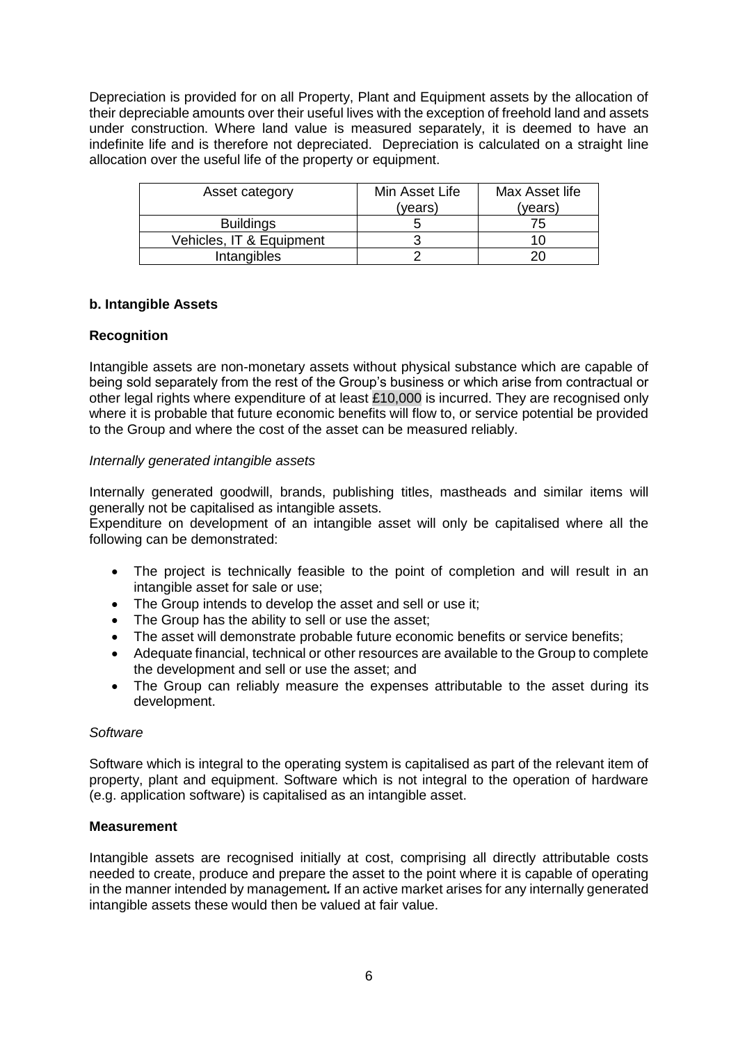Depreciation is provided for on all Property, Plant and Equipment assets by the allocation of their depreciable amounts over their useful lives with the exception of freehold land and assets under construction. Where land value is measured separately, it is deemed to have an indefinite life and is therefore not depreciated. Depreciation is calculated on a straight line allocation over the useful life of the property or equipment.

| Asset category | Min Asset Life (years) | Max Asset life (years) |
|---|---|---|
| Buildings | 5 | 75 |
| Vehicles, IT & Equipment | 3 | 10 |
| Intangibles | 2 | 20 |

**b. Intangible Assets**

**Recognition**

Intangible assets are non-monetary assets without physical substance which are capable of being sold separately from the rest of the Group's business or which arise from contractual or other legal rights where expenditure of at least £10,000 is incurred. They are recognised only where it is probable that future economic benefits will flow to, or service potential be provided to the Group and where the cost of the asset can be measured reliably.

*Internally generated intangible assets*

Internally generated goodwill, brands, publishing titles, mastheads and similar items will generally not be capitalised as intangible assets.
Expenditure on development of an intangible asset will only be capitalised where all the following can be demonstrated:

- The project is technically feasible to the point of completion and will result in an intangible asset for sale or use;
- The Group intends to develop the asset and sell or use it;
- The Group has the ability to sell or use the asset;
- The asset will demonstrate probable future economic benefits or service benefits;
- Adequate financial, technical or other resources are available to the Group to complete the development and sell or use the asset; and
- The Group can reliably measure the expenses attributable to the asset during its development.

*Software*

Software which is integral to the operating system is capitalised as part of the relevant item of property, plant and equipment. Software which is not integral to the operation of hardware (e.g. application software) is capitalised as an intangible asset.

**Measurement**

Intangible assets are recognised initially at cost, comprising all directly attributable costs needed to create, produce and prepare the asset to the point where it is capable of operating in the manner intended by management. If an active market arises for any internally generated intangible assets these would then be valued at fair value.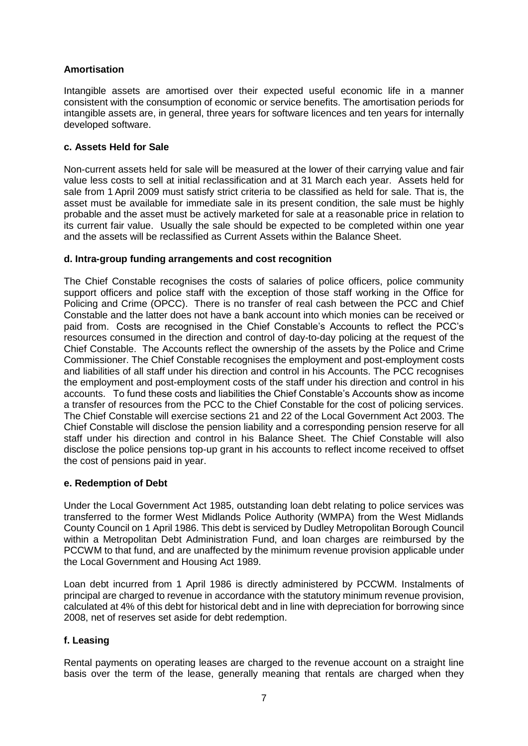**Amortisation**

Intangible assets are amortised over their expected useful economic life in a manner consistent with the consumption of economic or service benefits. The amortisation periods for intangible assets are, in general, three years for software licences and ten years for internally developed software.

**c. Assets Held for Sale**

Non-current assets held for sale will be measured at the lower of their carrying value and fair value less costs to sell at initial reclassification and at 31 March each year. Assets held for sale from 1 April 2009 must satisfy strict criteria to be classified as held for sale. That is, the asset must be available for immediate sale in its present condition, the sale must be highly probable and the asset must be actively marketed for sale at a reasonable price in relation to its current fair value. Usually the sale should be expected to be completed within one year and the assets will be reclassified as Current Assets within the Balance Sheet.

**d. Intra-group funding arrangements and cost recognition**

The Chief Constable recognises the costs of salaries of police officers, police community support officers and police staff with the exception of those staff working in the Office for Policing and Crime (OPCC). There is no transfer of real cash between the PCC and Chief Constable and the latter does not have a bank account into which monies can be received or paid from. Costs are recognised in the Chief Constable's Accounts to reflect the PCC's resources consumed in the direction and control of day-to-day policing at the request of the Chief Constable. The Accounts reflect the ownership of the assets by the Police and Crime Commissioner. The Chief Constable recognises the employment and post-employment costs and liabilities of all staff under his direction and control in his Accounts. The PCC recognises the employment and post-employment costs of the staff under his direction and control in his accounts. To fund these costs and liabilities the Chief Constable's Accounts show as income a transfer of resources from the PCC to the Chief Constable for the cost of policing services. The Chief Constable will exercise sections 21 and 22 of the Local Government Act 2003. The Chief Constable will disclose the pension liability and a corresponding pension reserve for all staff under his direction and control in his Balance Sheet. The Chief Constable will also disclose the police pensions top-up grant in his accounts to reflect income received to offset the cost of pensions paid in year.

**e. Redemption of Debt**

Under the Local Government Act 1985, outstanding loan debt relating to police services was transferred to the former West Midlands Police Authority (WMPA) from the West Midlands County Council on 1 April 1986. This debt is serviced by Dudley Metropolitan Borough Council within a Metropolitan Debt Administration Fund, and loan charges are reimbursed by the PCCWM to that fund, and are unaffected by the minimum revenue provision applicable under the Local Government and Housing Act 1989.

Loan debt incurred from 1 April 1986 is directly administered by PCCWM. Instalments of principal are charged to revenue in accordance with the statutory minimum revenue provision, calculated at 4% of this debt for historical debt and in line with depreciation for borrowing since 2008, net of reserves set aside for debt redemption.

**f. Leasing**

Rental payments on operating leases are charged to the revenue account on a straight line basis over the term of the lease, generally meaning that rentals are charged when they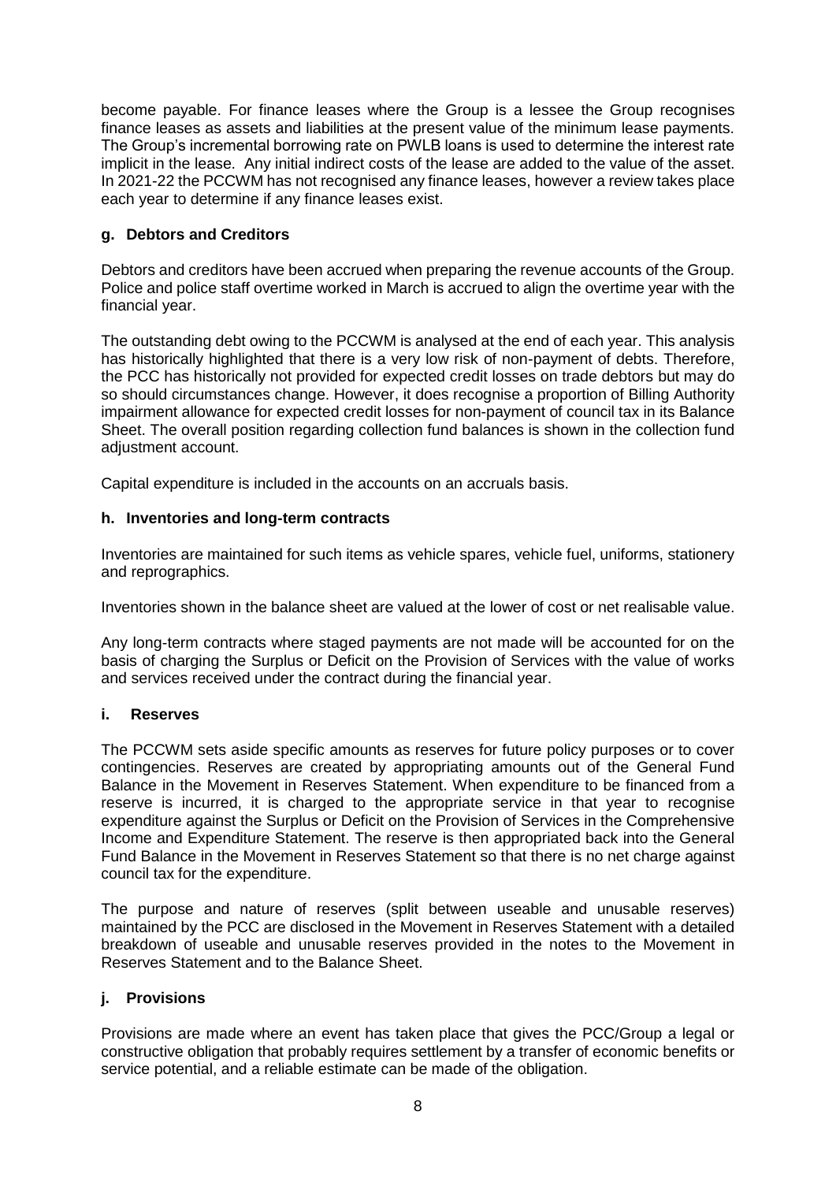become payable. For finance leases where the Group is a lessee the Group recognises finance leases as assets and liabilities at the present value of the minimum lease payments. The Group's incremental borrowing rate on PWLB loans is used to determine the interest rate implicit in the lease. Any initial indirect costs of the lease are added to the value of the asset. In 2021-22 the PCCWM has not recognised any finance leases, however a review takes place each year to determine if any finance leases exist.

### g. Debtors and Creditors

Debtors and creditors have been accrued when preparing the revenue accounts of the Group. Police and police staff overtime worked in March is accrued to align the overtime year with the financial year.

The outstanding debt owing to the PCCWM is analysed at the end of each year. This analysis has historically highlighted that there is a very low risk of non-payment of debts. Therefore, the PCC has historically not provided for expected credit losses on trade debtors but may do so should circumstances change. However, it does recognise a proportion of Billing Authority impairment allowance for expected credit losses for non-payment of council tax in its Balance Sheet. The overall position regarding collection fund balances is shown in the collection fund adjustment account.

Capital expenditure is included in the accounts on an accruals basis.

### h. Inventories and long-term contracts

Inventories are maintained for such items as vehicle spares, vehicle fuel, uniforms, stationery and reprographics.

Inventories shown in the balance sheet are valued at the lower of cost or net realisable value.

Any long-term contracts where staged payments are not made will be accounted for on the basis of charging the Surplus or Deficit on the Provision of Services with the value of works and services received under the contract during the financial year.

### i. Reserves

The PCCWM sets aside specific amounts as reserves for future policy purposes or to cover contingencies. Reserves are created by appropriating amounts out of the General Fund Balance in the Movement in Reserves Statement. When expenditure to be financed from a reserve is incurred, it is charged to the appropriate service in that year to recognise expenditure against the Surplus or Deficit on the Provision of Services in the Comprehensive Income and Expenditure Statement. The reserve is then appropriated back into the General Fund Balance in the Movement in Reserves Statement so that there is no net charge against council tax for the expenditure.

The purpose and nature of reserves (split between useable and unusable reserves) maintained by the PCC are disclosed in the Movement in Reserves Statement with a detailed breakdown of useable and unusable reserves provided in the notes to the Movement in Reserves Statement and to the Balance Sheet.

### j. Provisions

Provisions are made where an event has taken place that gives the PCC/Group a legal or constructive obligation that probably requires settlement by a transfer of economic benefits or service potential, and a reliable estimate can be made of the obligation.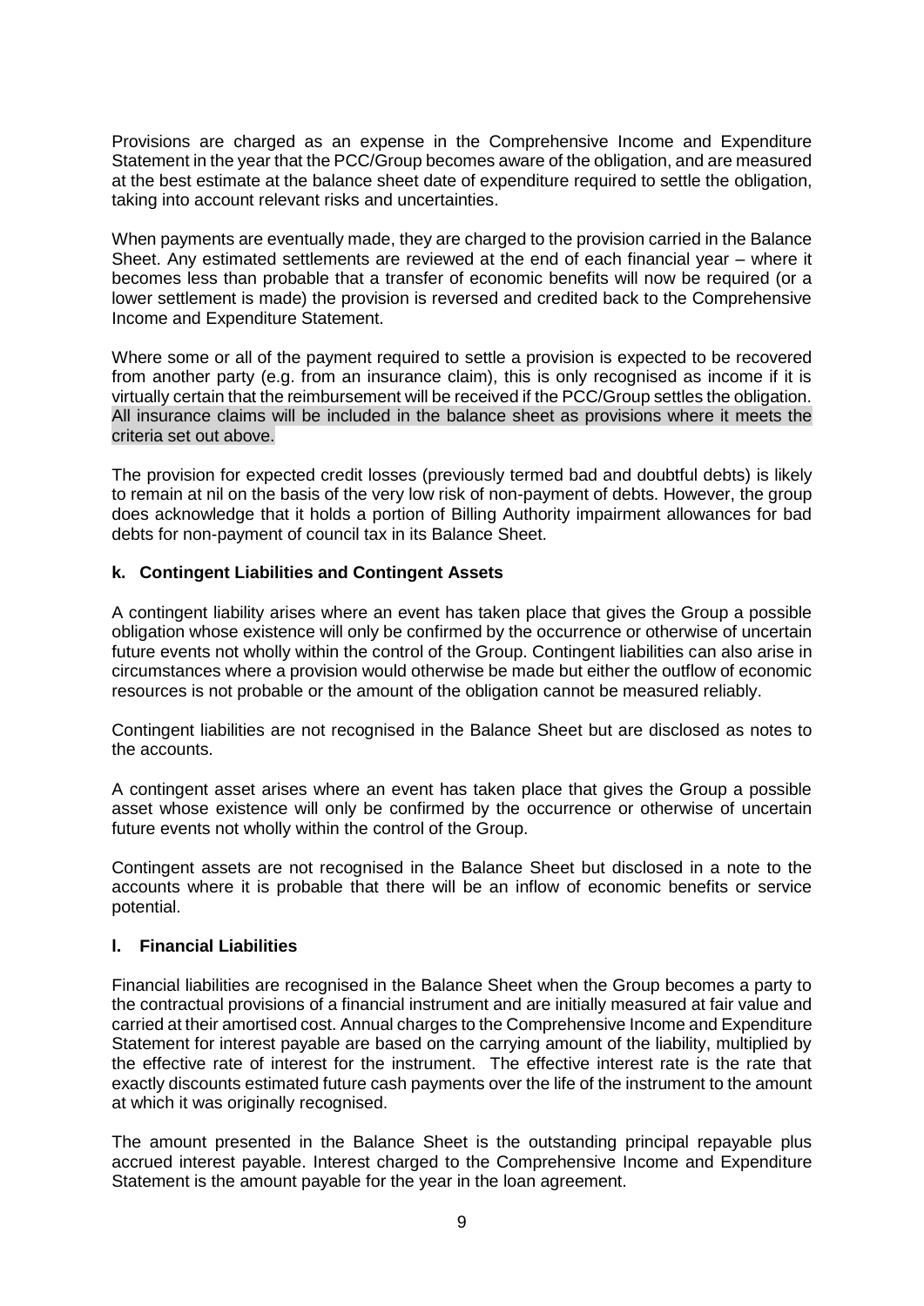Provisions are charged as an expense in the Comprehensive Income and Expenditure Statement in the year that the PCC/Group becomes aware of the obligation, and are measured at the best estimate at the balance sheet date of expenditure required to settle the obligation, taking into account relevant risks and uncertainties.

When payments are eventually made, they are charged to the provision carried in the Balance Sheet. Any estimated settlements are reviewed at the end of each financial year – where it becomes less than probable that a transfer of economic benefits will now be required (or a lower settlement is made) the provision is reversed and credited back to the Comprehensive Income and Expenditure Statement.

Where some or all of the payment required to settle a provision is expected to be recovered from another party (e.g. from an insurance claim), this is only recognised as income if it is virtually certain that the reimbursement will be received if the PCC/Group settles the obligation. All insurance claims will be included in the balance sheet as provisions where it meets the criteria set out above.

The provision for expected credit losses (previously termed bad and doubtful debts) is likely to remain at nil on the basis of the very low risk of non-payment of debts. However, the group does acknowledge that it holds a portion of Billing Authority impairment allowances for bad debts for non-payment of council tax in its Balance Sheet.

### k. Contingent Liabilities and Contingent Assets

A contingent liability arises where an event has taken place that gives the Group a possible obligation whose existence will only be confirmed by the occurrence or otherwise of uncertain future events not wholly within the control of the Group. Contingent liabilities can also arise in circumstances where a provision would otherwise be made but either the outflow of economic resources is not probable or the amount of the obligation cannot be measured reliably.

Contingent liabilities are not recognised in the Balance Sheet but are disclosed as notes to the accounts.

A contingent asset arises where an event has taken place that gives the Group a possible asset whose existence will only be confirmed by the occurrence or otherwise of uncertain future events not wholly within the control of the Group.

Contingent assets are not recognised in the Balance Sheet but disclosed in a note to the accounts where it is probable that there will be an inflow of economic benefits or service potential.

### l. Financial Liabilities

Financial liabilities are recognised in the Balance Sheet when the Group becomes a party to the contractual provisions of a financial instrument and are initially measured at fair value and carried at their amortised cost. Annual charges to the Comprehensive Income and Expenditure Statement for interest payable are based on the carrying amount of the liability, multiplied by the effective rate of interest for the instrument. The effective interest rate is the rate that exactly discounts estimated future cash payments over the life of the instrument to the amount at which it was originally recognised.

The amount presented in the Balance Sheet is the outstanding principal repayable plus accrued interest payable. Interest charged to the Comprehensive Income and Expenditure Statement is the amount payable for the year in the loan agreement.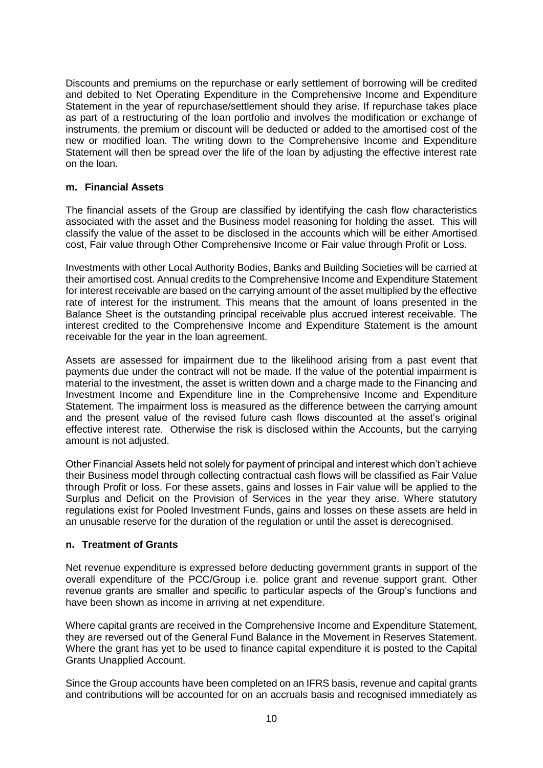Discounts and premiums on the repurchase or early settlement of borrowing will be credited and debited to Net Operating Expenditure in the Comprehensive Income and Expenditure Statement in the year of repurchase/settlement should they arise. If repurchase takes place as part of a restructuring of the loan portfolio and involves the modification or exchange of instruments, the premium or discount will be deducted or added to the amortised cost of the new or modified loan. The writing down to the Comprehensive Income and Expenditure Statement will then be spread over the life of the loan by adjusting the effective interest rate on the loan.

### m. Financial Assets

The financial assets of the Group are classified by identifying the cash flow characteristics associated with the asset and the Business model reasoning for holding the asset. This will classify the value of the asset to be disclosed in the accounts which will be either Amortised cost, Fair value through Other Comprehensive Income or Fair value through Profit or Loss.

Investments with other Local Authority Bodies, Banks and Building Societies will be carried at their amortised cost. Annual credits to the Comprehensive Income and Expenditure Statement for interest receivable are based on the carrying amount of the asset multiplied by the effective rate of interest for the instrument. This means that the amount of loans presented in the Balance Sheet is the outstanding principal receivable plus accrued interest receivable. The interest credited to the Comprehensive Income and Expenditure Statement is the amount receivable for the year in the loan agreement.

Assets are assessed for impairment due to the likelihood arising from a past event that payments due under the contract will not be made. If the value of the potential impairment is material to the investment, the asset is written down and a charge made to the Financing and Investment Income and Expenditure line in the Comprehensive Income and Expenditure Statement. The impairment loss is measured as the difference between the carrying amount and the present value of the revised future cash flows discounted at the asset's original effective interest rate. Otherwise the risk is disclosed within the Accounts, but the carrying amount is not adjusted.

Other Financial Assets held not solely for payment of principal and interest which don't achieve their Business model through collecting contractual cash flows will be classified as Fair Value through Profit or loss. For these assets, gains and losses in Fair value will be applied to the Surplus and Deficit on the Provision of Services in the year they arise. Where statutory regulations exist for Pooled Investment Funds, gains and losses on these assets are held in an unusable reserve for the duration of the regulation or until the asset is derecognised.

### n. Treatment of Grants

Net revenue expenditure is expressed before deducting government grants in support of the overall expenditure of the PCC/Group i.e. police grant and revenue support grant. Other revenue grants are smaller and specific to particular aspects of the Group's functions and have been shown as income in arriving at net expenditure.

Where capital grants are received in the Comprehensive Income and Expenditure Statement, they are reversed out of the General Fund Balance in the Movement in Reserves Statement. Where the grant has yet to be used to finance capital expenditure it is posted to the Capital Grants Unapplied Account.

Since the Group accounts have been completed on an IFRS basis, revenue and capital grants and contributions will be accounted for on an accruals basis and recognised immediately as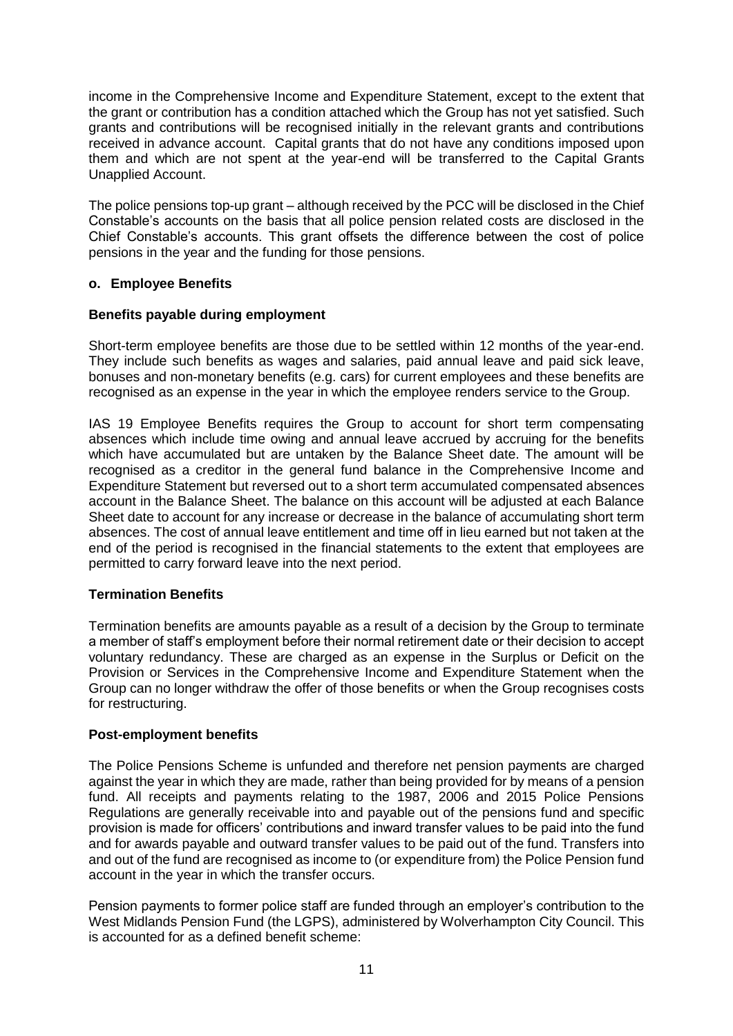income in the Comprehensive Income and Expenditure Statement, except to the extent that the grant or contribution has a condition attached which the Group has not yet satisfied. Such grants and contributions will be recognised initially in the relevant grants and contributions received in advance account. Capital grants that do not have any conditions imposed upon them and which are not spent at the year-end will be transferred to the Capital Grants Unapplied Account.

The police pensions top-up grant – although received by the PCC will be disclosed in the Chief Constable's accounts on the basis that all police pension related costs are disclosed in the Chief Constable's accounts. This grant offsets the difference between the cost of police pensions in the year and the funding for those pensions.

### o. Employee Benefits

#### Benefits payable during employment

Short-term employee benefits are those due to be settled within 12 months of the year-end. They include such benefits as wages and salaries, paid annual leave and paid sick leave, bonuses and non-monetary benefits (e.g. cars) for current employees and these benefits are recognised as an expense in the year in which the employee renders service to the Group.

IAS 19 Employee Benefits requires the Group to account for short term compensating absences which include time owing and annual leave accrued by accruing for the benefits which have accumulated but are untaken by the Balance Sheet date. The amount will be recognised as a creditor in the general fund balance in the Comprehensive Income and Expenditure Statement but reversed out to a short term accumulated compensated absences account in the Balance Sheet. The balance on this account will be adjusted at each Balance Sheet date to account for any increase or decrease in the balance of accumulating short term absences. The cost of annual leave entitlement and time off in lieu earned but not taken at the end of the period is recognised in the financial statements to the extent that employees are permitted to carry forward leave into the next period.

#### Termination Benefits

Termination benefits are amounts payable as a result of a decision by the Group to terminate a member of staff's employment before their normal retirement date or their decision to accept voluntary redundancy. These are charged as an expense in the Surplus or Deficit on the Provision or Services in the Comprehensive Income and Expenditure Statement when the Group can no longer withdraw the offer of those benefits or when the Group recognises costs for restructuring.

#### Post-employment benefits

The Police Pensions Scheme is unfunded and therefore net pension payments are charged against the year in which they are made, rather than being provided for by means of a pension fund. All receipts and payments relating to the 1987, 2006 and 2015 Police Pensions Regulations are generally receivable into and payable out of the pensions fund and specific provision is made for officers' contributions and inward transfer values to be paid into the fund and for awards payable and outward transfer values to be paid out of the fund. Transfers into and out of the fund are recognised as income to (or expenditure from) the Police Pension fund account in the year in which the transfer occurs.

Pension payments to former police staff are funded through an employer's contribution to the West Midlands Pension Fund (the LGPS), administered by Wolverhampton City Council. This is accounted for as a defined benefit scheme: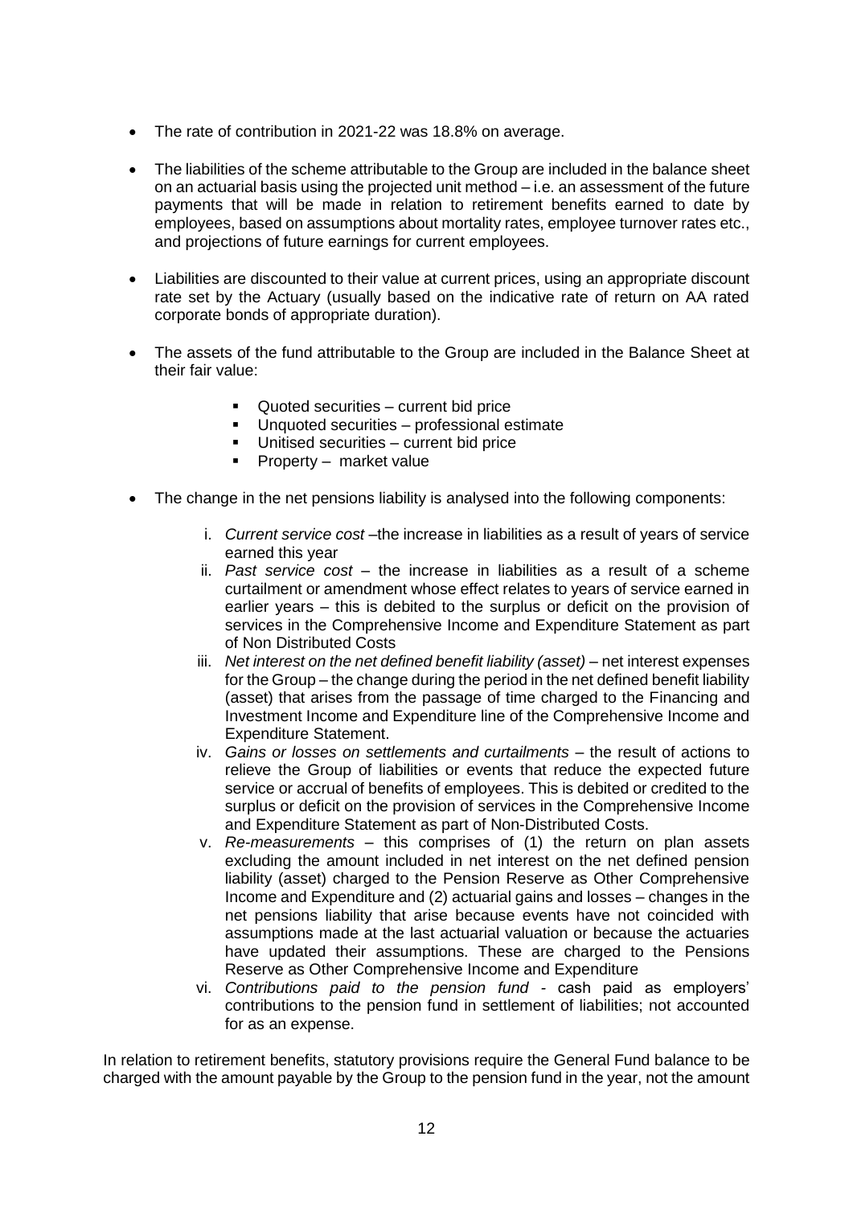- The rate of contribution in 2021-22 was 18.8% on average.

- The liabilities of the scheme attributable to the Group are included in the balance sheet on an actuarial basis using the projected unit method – i.e. an assessment of the future payments that will be made in relation to retirement benefits earned to date by employees, based on assumptions about mortality rates, employee turnover rates etc., and projections of future earnings for current employees.

- Liabilities are discounted to their value at current prices, using an appropriate discount rate set by the Actuary (usually based on the indicative rate of return on AA rated corporate bonds of appropriate duration).

- The assets of the fund attributable to the Group are included in the Balance Sheet at their fair value:

    - Quoted securities – current bid price
    - Unquoted securities – professional estimate
    - Unitised securities – current bid price
    - Property – market value

- The change in the net pensions liability is analysed into the following components:

    i. *Current service cost* –the increase in liabilities as a result of years of service earned this year
    ii. *Past service cost* – the increase in liabilities as a result of a scheme curtailment or amendment whose effect relates to years of service earned in earlier years – this is debited to the surplus or deficit on the provision of services in the Comprehensive Income and Expenditure Statement as part of Non Distributed Costs
    iii. *Net interest on the net defined benefit liability (asset)* – net interest expenses for the Group – the change during the period in the net defined benefit liability (asset) that arises from the passage of time charged to the Financing and Investment Income and Expenditure line of the Comprehensive Income and Expenditure Statement.
    iv. *Gains or losses on settlements and curtailments* – the result of actions to relieve the Group of liabilities or events that reduce the expected future service or accrual of benefits of employees. This is debited or credited to the surplus or deficit on the provision of services in the Comprehensive Income and Expenditure Statement as part of Non-Distributed Costs.
    v. *Re-measurements* – this comprises of (1) the return on plan assets excluding the amount included in net interest on the net defined pension liability (asset) charged to the Pension Reserve as Other Comprehensive Income and Expenditure and (2) actuarial gains and losses – changes in the net pensions liability that arise because events have not coincided with assumptions made at the last actuarial valuation or because the actuaries have updated their assumptions. These are charged to the Pensions Reserve as Other Comprehensive Income and Expenditure
    vi. *Contributions paid to the pension fund* - cash paid as employers' contributions to the pension fund in settlement of liabilities; not accounted for as an expense.

In relation to retirement benefits, statutory provisions require the General Fund balance to be charged with the amount payable by the Group to the pension fund in the year, not the amount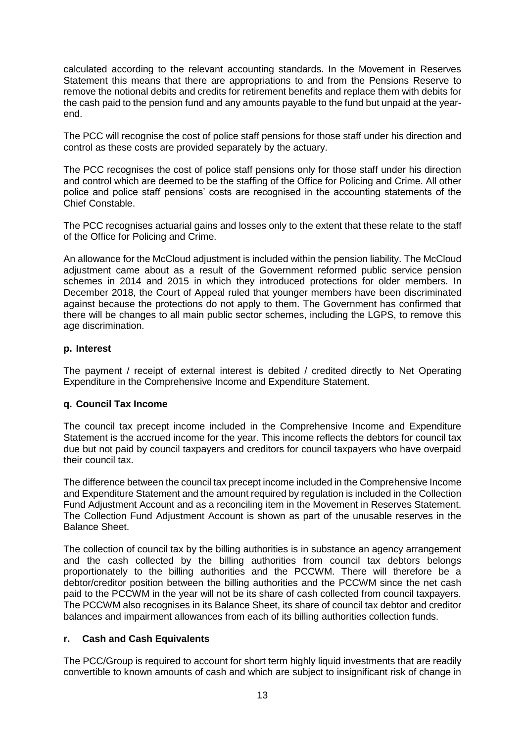calculated according to the relevant accounting standards. In the Movement in Reserves Statement this means that there are appropriations to and from the Pensions Reserve to remove the notional debits and credits for retirement benefits and replace them with debits for the cash paid to the pension fund and any amounts payable to the fund but unpaid at the year-end.

The PCC will recognise the cost of police staff pensions for those staff under his direction and control as these costs are provided separately by the actuary.

The PCC recognises the cost of police staff pensions only for those staff under his direction and control which are deemed to be the staffing of the Office for Policing and Crime. All other police and police staff pensions' costs are recognised in the accounting statements of the Chief Constable.

The PCC recognises actuarial gains and losses only to the extent that these relate to the staff of the Office for Policing and Crime.

An allowance for the McCloud adjustment is included within the pension liability. The McCloud adjustment came about as a result of the Government reformed public service pension schemes in 2014 and 2015 in which they introduced protections for older members. In December 2018, the Court of Appeal ruled that younger members have been discriminated against because the protections do not apply to them. The Government has confirmed that there will be changes to all main public sector schemes, including the LGPS, to remove this age discrimination.

**p. Interest**

The payment / receipt of external interest is debited / credited directly to Net Operating Expenditure in the Comprehensive Income and Expenditure Statement.

**q. Council Tax Income**

The council tax precept income included in the Comprehensive Income and Expenditure Statement is the accrued income for the year. This income reflects the debtors for council tax due but not paid by council taxpayers and creditors for council taxpayers who have overpaid their council tax.

The difference between the council tax precept income included in the Comprehensive Income and Expenditure Statement and the amount required by regulation is included in the Collection Fund Adjustment Account and as a reconciling item in the Movement in Reserves Statement. The Collection Fund Adjustment Account is shown as part of the unusable reserves in the Balance Sheet.

The collection of council tax by the billing authorities is in substance an agency arrangement and the cash collected by the billing authorities from council tax debtors belongs proportionately to the billing authorities and the PCCWM. There will therefore be a debtor/creditor position between the billing authorities and the PCCWM since the net cash paid to the PCCWM in the year will not be its share of cash collected from council taxpayers. The PCCWM also recognises in its Balance Sheet, its share of council tax debtor and creditor balances and impairment allowances from each of its billing authorities collection funds.

**r. Cash and Cash Equivalents**

The PCC/Group is required to account for short term highly liquid investments that are readily convertible to known amounts of cash and which are subject to insignificant risk of change in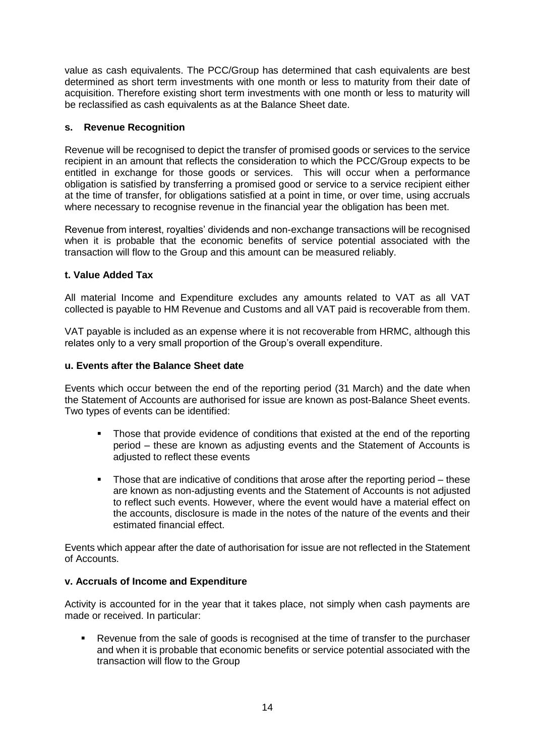value as cash equivalents. The PCC/Group has determined that cash equivalents are best determined as short term investments with one month or less to maturity from their date of acquisition. Therefore existing short term investments with one month or less to maturity will be reclassified as cash equivalents as at the Balance Sheet date.

**s. Revenue Recognition**

Revenue will be recognised to depict the transfer of promised goods or services to the service recipient in an amount that reflects the consideration to which the PCC/Group expects to be entitled in exchange for those goods or services. This will occur when a performance obligation is satisfied by transferring a promised good or service to a service recipient either at the time of transfer, for obligations satisfied at a point in time, or over time, using accruals where necessary to recognise revenue in the financial year the obligation has been met.

Revenue from interest, royalties' dividends and non-exchange transactions will be recognised when it is probable that the economic benefits of service potential associated with the transaction will flow to the Group and this amount can be measured reliably.

**t. Value Added Tax**

All material Income and Expenditure excludes any amounts related to VAT as all VAT collected is payable to HM Revenue and Customs and all VAT paid is recoverable from them.

VAT payable is included as an expense where it is not recoverable from HRMC, although this relates only to a very small proportion of the Group's overall expenditure.

**u. Events after the Balance Sheet date**

Events which occur between the end of the reporting period (31 March) and the date when the Statement of Accounts are authorised for issue are known as post-Balance Sheet events. Two types of events can be identified:

- Those that provide evidence of conditions that existed at the end of the reporting period – these are known as adjusting events and the Statement of Accounts is adjusted to reflect these events
- Those that are indicative of conditions that arose after the reporting period – these are known as non-adjusting events and the Statement of Accounts is not adjusted to reflect such events. However, where the event would have a material effect on the accounts, disclosure is made in the notes of the nature of the events and their estimated financial effect.

Events which appear after the date of authorisation for issue are not reflected in the Statement of Accounts.

**v. Accruals of Income and Expenditure**

Activity is accounted for in the year that it takes place, not simply when cash payments are made or received. In particular:

- Revenue from the sale of goods is recognised at the time of transfer to the purchaser and when it is probable that economic benefits or service potential associated with the transaction will flow to the Group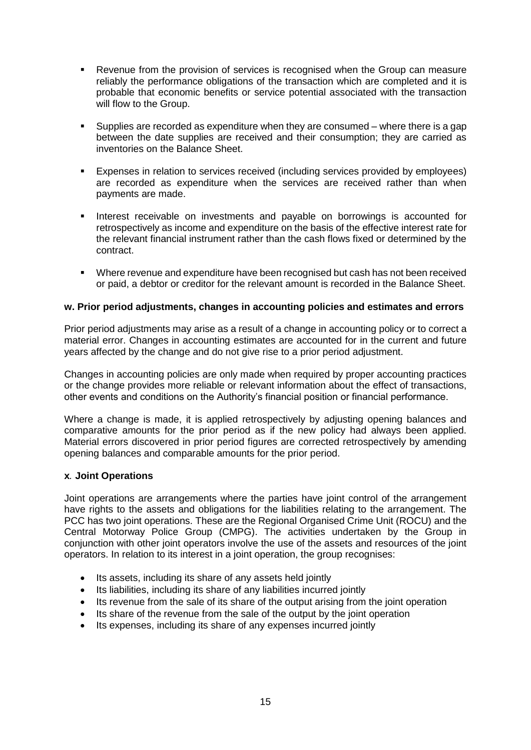- Revenue from the provision of services is recognised when the Group can measure reliably the performance obligations of the transaction which are completed and it is probable that economic benefits or service potential associated with the transaction will flow to the Group.

- Supplies are recorded as expenditure when they are consumed – where there is a gap between the date supplies are received and their consumption; they are carried as inventories on the Balance Sheet.

- Expenses in relation to services received (including services provided by employees) are recorded as expenditure when the services are received rather than when payments are made.

- Interest receivable on investments and payable on borrowings is accounted for retrospectively as income and expenditure on the basis of the effective interest rate for the relevant financial instrument rather than the cash flows fixed or determined by the contract.

- Where revenue and expenditure have been recognised but cash has not been received or paid, a debtor or creditor for the relevant amount is recorded in the Balance Sheet.

**w. Prior period adjustments, changes in accounting policies and estimates and errors**

Prior period adjustments may arise as a result of a change in accounting policy or to correct a material error. Changes in accounting estimates are accounted for in the current and future years affected by the change and do not give rise to a prior period adjustment.

Changes in accounting policies are only made when required by proper accounting practices or the change provides more reliable or relevant information about the effect of transactions, other events and conditions on the Authority's financial position or financial performance.

Where a change is made, it is applied retrospectively by adjusting opening balances and comparative amounts for the prior period as if the new policy had always been applied. Material errors discovered in prior period figures are corrected retrospectively by amending opening balances and comparable amounts for the prior period.

**x. Joint Operations**

Joint operations are arrangements where the parties have joint control of the arrangement have rights to the assets and obligations for the liabilities relating to the arrangement. The PCC has two joint operations. These are the Regional Organised Crime Unit (ROCU) and the Central Motorway Police Group (CMPG). The activities undertaken by the Group in conjunction with other joint operators involve the use of the assets and resources of the joint operators. In relation to its interest in a joint operation, the group recognises:

- Its assets, including its share of any assets held jointly
- Its liabilities, including its share of any liabilities incurred jointly
- Its revenue from the sale of its share of the output arising from the joint operation
- Its share of the revenue from the sale of the output by the joint operation
- Its expenses, including its share of any expenses incurred jointly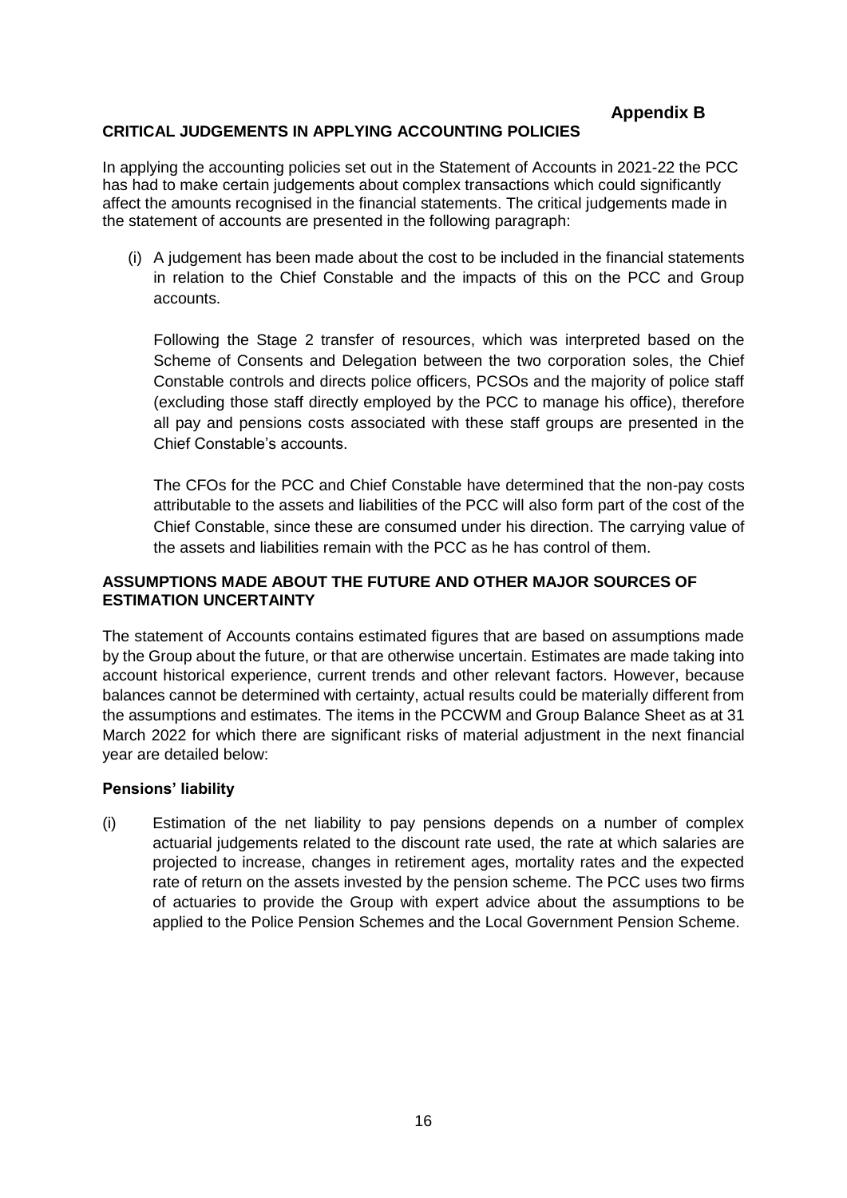**Appendix B**

## CRITICAL JUDGEMENTS IN APPLYING ACCOUNTING POLICIES

In applying the accounting policies set out in the Statement of Accounts in 2021-22 the PCC has had to make certain judgements about complex transactions which could significantly affect the amounts recognised in the financial statements. The critical judgements made in the statement of accounts are presented in the following paragraph:

(i) A judgement has been made about the cost to be included in the financial statements in relation to the Chief Constable and the impacts of this on the PCC and Group accounts.

   Following the Stage 2 transfer of resources, which was interpreted based on the Scheme of Consents and Delegation between the two corporation soles, the Chief Constable controls and directs police officers, PCSOs and the majority of police staff (excluding those staff directly employed by the PCC to manage his office), therefore all pay and pensions costs associated with these staff groups are presented in the Chief Constable's accounts.

   The CFOs for the PCC and Chief Constable have determined that the non-pay costs attributable to the assets and liabilities of the PCC will also form part of the cost of the Chief Constable, since these are consumed under his direction. The carrying value of the assets and liabilities remain with the PCC as he has control of them.

## ASSUMPTIONS MADE ABOUT THE FUTURE AND OTHER MAJOR SOURCES OF ESTIMATION UNCERTAINTY

The statement of Accounts contains estimated figures that are based on assumptions made by the Group about the future, or that are otherwise uncertain. Estimates are made taking into account historical experience, current trends and other relevant factors. However, because balances cannot be determined with certainty, actual results could be materially different from the assumptions and estimates. The items in the PCCWM and Group Balance Sheet as at 31 March 2022 for which there are significant risks of material adjustment in the next financial year are detailed below:

### Pensions' liability

(i) Estimation of the net liability to pay pensions depends on a number of complex actuarial judgements related to the discount rate used, the rate at which salaries are projected to increase, changes in retirement ages, mortality rates and the expected rate of return on the assets invested by the pension scheme. The PCC uses two firms of actuaries to provide the Group with expert advice about the assumptions to be applied to the Police Pension Schemes and the Local Government Pension Scheme.